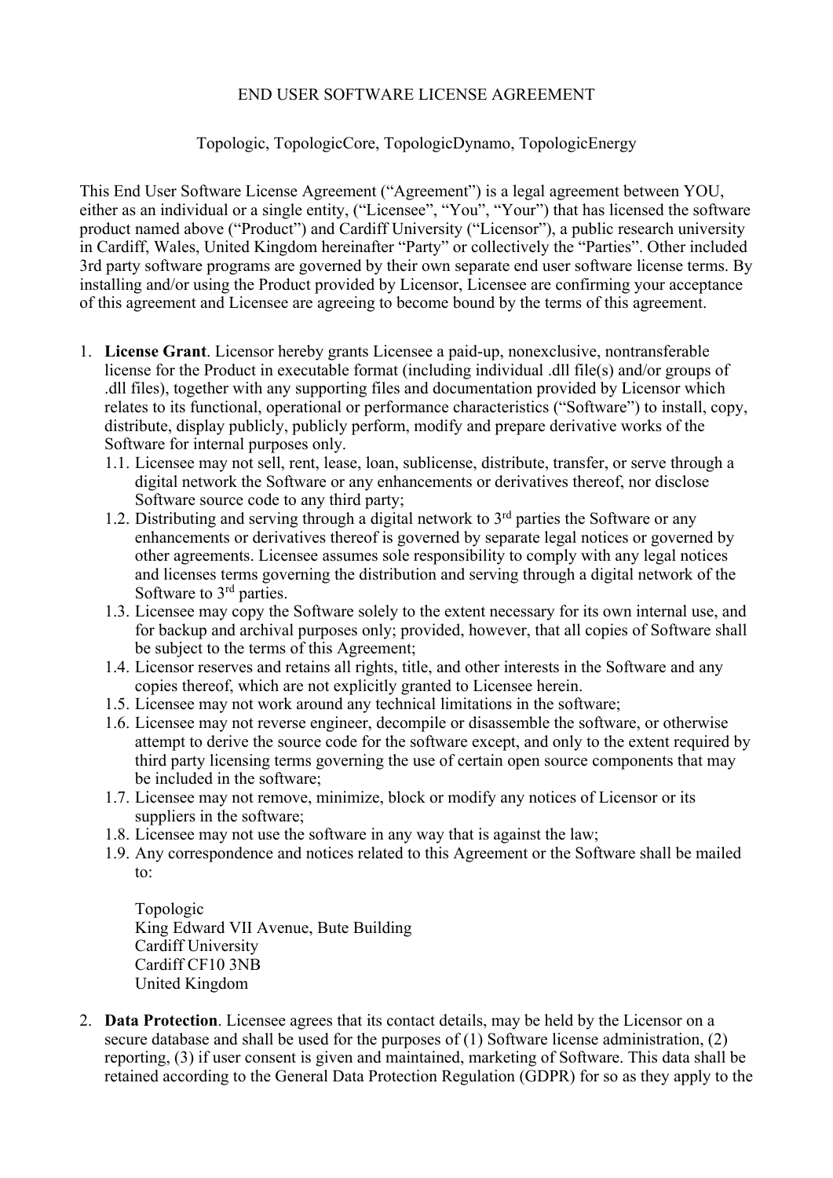# END USER SOFTWARE LICENSE AGREEMENT

Topologic, TopologicCore, TopologicDynamo, TopologicEnergy

This End User Software License Agreement ("Agreement") is a legal agreement between YOU, either as an individual or a single entity, ("Licensee", "You", "Your") that has licensed the software product named above ("Product") and Cardiff University ("Licensor"), a public research university in Cardiff, Wales, United Kingdom hereinafter "Party" or collectively the "Parties". Other included 3rd party software programs are governed by their own separate end user software license terms. By installing and/or using the Product provided by Licensor, Licensee are confirming your acceptance of this agreement and Licensee are agreeing to become bound by the terms of this agreement.

1. **License Grant**. Licensor hereby grants Licensee a paid-up, nonexclusive, nontransferable license for the Product in executable format (including individual .dll file(s) and/or groups of .dll files), together with any supporting files and documentation provided by Licensor which relates to its functional, operational or performance characteristics ("Software") to install, copy, distribute, display publicly, publicly perform, modify and prepare derivative works of the Software for internal purposes only.
   1.1. Licensee may not sell, rent, lease, loan, sublicense, distribute, transfer, or serve through a digital network the Software or any enhancements or derivatives thereof, nor disclose Software source code to any third party;
   1.2. Distributing and serving through a digital network to 3rd parties the Software or any enhancements or derivatives thereof is governed by separate legal notices or governed by other agreements. Licensee assumes sole responsibility to comply with any legal notices and licenses terms governing the distribution and serving through a digital network of the Software to 3rd parties.
   1.3. Licensee may copy the Software solely to the extent necessary for its own internal use, and for backup and archival purposes only; provided, however, that all copies of Software shall be subject to the terms of this Agreement;
   1.4. Licensor reserves and retains all rights, title, and other interests in the Software and any copies thereof, which are not explicitly granted to Licensee herein.
   1.5. Licensee may not work around any technical limitations in the software;
   1.6. Licensee may not reverse engineer, decompile or disassemble the software, or otherwise attempt to derive the source code for the software except, and only to the extent required by third party licensing terms governing the use of certain open source components that may be included in the software;
   1.7. Licensee may not remove, minimize, block or modify any notices of Licensor or its suppliers in the software;
   1.8. Licensee may not use the software in any way that is against the law;
   1.9. Any correspondence and notices related to this Agreement or the Software shall be mailed to:

      Topologic
      King Edward VII Avenue, Bute Building
      Cardiff University
      Cardiff CF10 3NB
      United Kingdom

2. **Data Protection**. Licensee agrees that its contact details, may be held by the Licensor on a secure database and shall be used for the purposes of (1) Software license administration, (2) reporting, (3) if user consent is given and maintained, marketing of Software. This data shall be retained according to the General Data Protection Regulation (GDPR) for so as they apply to the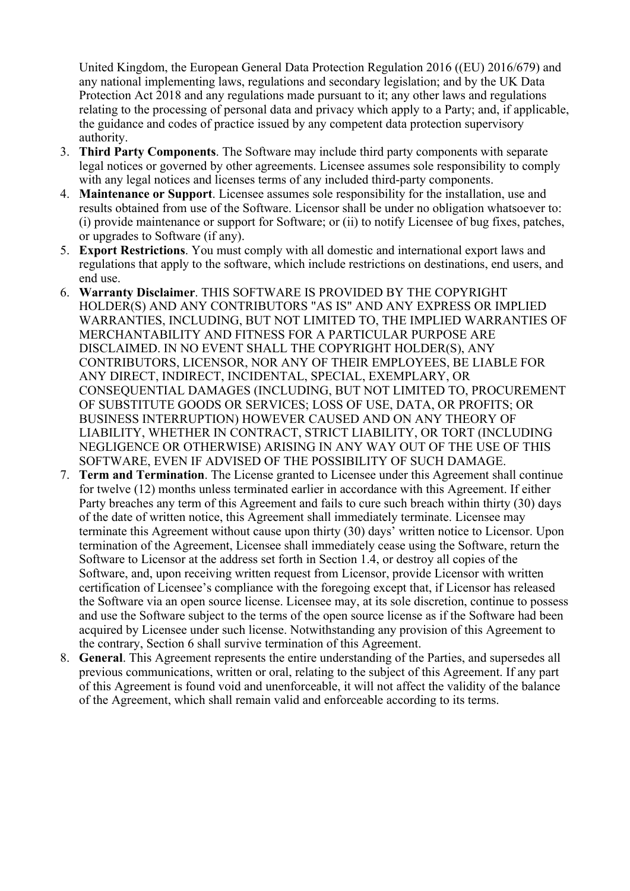United Kingdom, the European General Data Protection Regulation 2016 ((EU) 2016/679) and any national implementing laws, regulations and secondary legislation; and by the UK Data Protection Act 2018 and any regulations made pursuant to it; any other laws and regulations relating to the processing of personal data and privacy which apply to a Party; and, if applicable, the guidance and codes of practice issued by any competent data protection supervisory authority.

3. **Third Party Components**. The Software may include third party components with separate legal notices or governed by other agreements. Licensee assumes sole responsibility to comply with any legal notices and licenses terms of any included third-party components.
4. **Maintenance or Support**. Licensee assumes sole responsibility for the installation, use and results obtained from use of the Software. Licensor shall be under no obligation whatsoever to: (i) provide maintenance or support for Software; or (ii) to notify Licensee of bug fixes, patches, or upgrades to Software (if any).
5. **Export Restrictions**. You must comply with all domestic and international export laws and regulations that apply to the software, which include restrictions on destinations, end users, and end use.
6. **Warranty Disclaimer**. THIS SOFTWARE IS PROVIDED BY THE COPYRIGHT HOLDER(S) AND ANY CONTRIBUTORS "AS IS" AND ANY EXPRESS OR IMPLIED WARRANTIES, INCLUDING, BUT NOT LIMITED TO, THE IMPLIED WARRANTIES OF MERCHANTABILITY AND FITNESS FOR A PARTICULAR PURPOSE ARE DISCLAIMED. IN NO EVENT SHALL THE COPYRIGHT HOLDER(S), ANY CONTRIBUTORS, LICENSOR, NOR ANY OF THEIR EMPLOYEES, BE LIABLE FOR ANY DIRECT, INDIRECT, INCIDENTAL, SPECIAL, EXEMPLARY, OR CONSEQUENTIAL DAMAGES (INCLUDING, BUT NOT LIMITED TO, PROCUREMENT OF SUBSTITUTE GOODS OR SERVICES; LOSS OF USE, DATA, OR PROFITS; OR BUSINESS INTERRUPTION) HOWEVER CAUSED AND ON ANY THEORY OF LIABILITY, WHETHER IN CONTRACT, STRICT LIABILITY, OR TORT (INCLUDING NEGLIGENCE OR OTHERWISE) ARISING IN ANY WAY OUT OF THE USE OF THIS SOFTWARE, EVEN IF ADVISED OF THE POSSIBILITY OF SUCH DAMAGE.
7. **Term and Termination**. The License granted to Licensee under this Agreement shall continue for twelve (12) months unless terminated earlier in accordance with this Agreement. If either Party breaches any term of this Agreement and fails to cure such breach within thirty (30) days of the date of written notice, this Agreement shall immediately terminate. Licensee may terminate this Agreement without cause upon thirty (30) days' written notice to Licensor. Upon termination of the Agreement, Licensee shall immediately cease using the Software, return the Software to Licensor at the address set forth in Section 1.4, or destroy all copies of the Software, and, upon receiving written request from Licensor, provide Licensor with written certification of Licensee's compliance with the foregoing except that, if Licensor has released the Software via an open source license. Licensee may, at its sole discretion, continue to possess and use the Software subject to the terms of the open source license as if the Software had been acquired by Licensee under such license. Notwithstanding any provision of this Agreement to the contrary, Section 6 shall survive termination of this Agreement.
8. **General**. This Agreement represents the entire understanding of the Parties, and supersedes all previous communications, written or oral, relating to the subject of this Agreement. If any part of this Agreement is found void and unenforceable, it will not affect the validity of the balance of the Agreement, which shall remain valid and enforceable according to its terms.